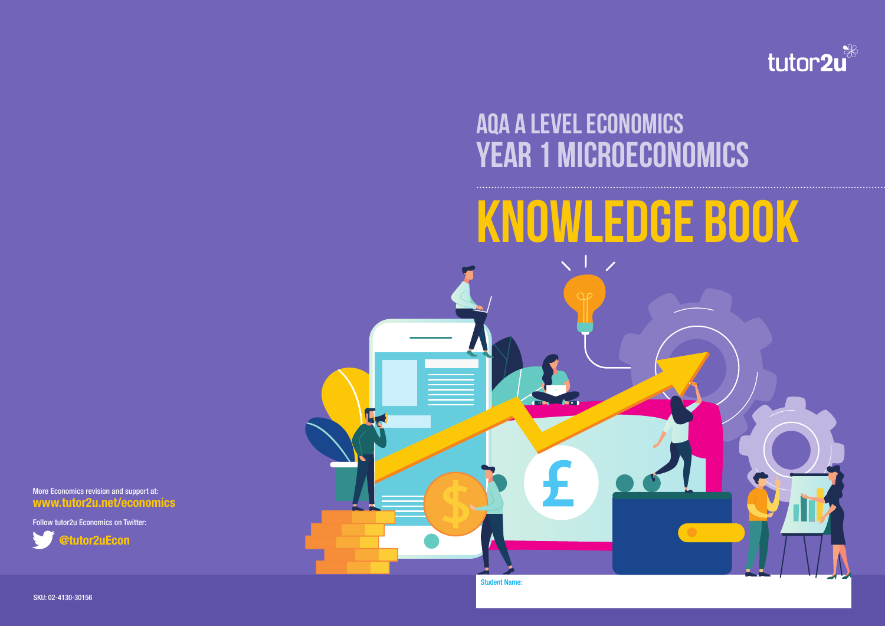tutor2u

# AQA A LEVEL ECONOMICS
## YEAR 1 MICROECONOMICS

# KNOWLEDGE BOOK

More Economics revision and support at:
**www.tutor2u.net/economics**

Follow tutor2u Economics on Twitter:
**@tutor2uEcon**

Student Name:

SKU: 02-4130-30156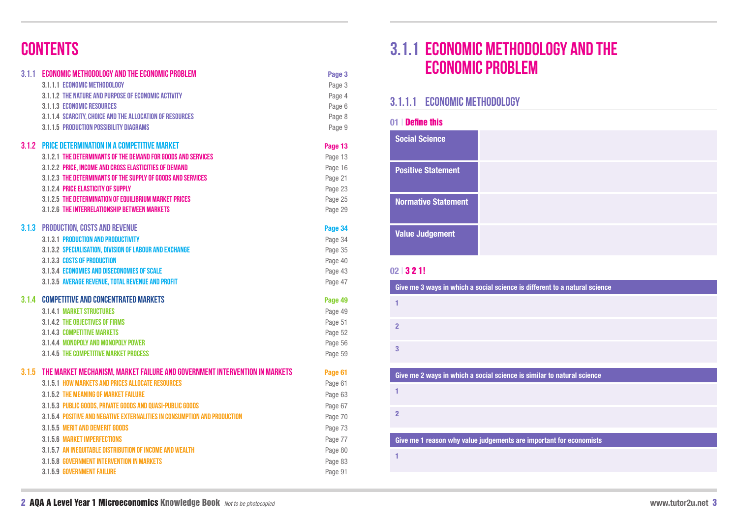# CONTENTS

| | | |
|---|---|---|
| **3.1.1** | **ECONOMIC METHODOLOGY AND THE ECONOMIC PROBLEM** | **Page 3** |
| 3.1.1.1 | ECONOMIC METHODOLOGY | Page 3 |
| 3.1.1.2 | THE NATURE AND PURPOSE OF ECONOMIC ACTIVITY | Page 4 |
| 3.1.1.3 | ECONOMIC RESOURCES | Page 6 |
| 3.1.1.4 | SCARCITY, CHOICE AND THE ALLOCATION OF RESOURCES | Page 8 |
| 3.1.1.5 | PRODUCTION POSSIBILITY DIAGRAMS | Page 9 |
| **3.1.2** | **PRICE DETERMINATION IN A COMPETITIVE MARKET** | **Page 13** |
| 3.1.2.1 | THE DETERMINANTS OF THE DEMAND FOR GOODS AND SERVICES | Page 13 |
| 3.1.2.2 | PRICE, INCOME AND CROSS ELASTICITIES OF DEMAND | Page 16 |
| 3.1.2.3 | THE DETERMINANTS OF THE SUPPLY OF GOODS AND SERVICES | Page 21 |
| 3.1.2.4 | PRICE ELASTICITY OF SUPPLY | Page 23 |
| 3.1.2.5 | THE DETERMINATION OF EQUILIBRIUM MARKET PRICES | Page 25 |
| 3.1.2.6 | THE INTERRELATIONSHIP BETWEEN MARKETS | Page 29 |
| **3.1.3** | **PRODUCTION, COSTS AND REVENUE** | **Page 34** |
| 3.1.3.1 | PRODUCTION AND PRODUCTIVITY | Page 34 |
| 3.1.3.2 | SPECIALISATION, DIVISION OF LABOUR AND EXCHANGE | Page 35 |
| 3.1.3.3 | COSTS OF PRODUCTION | Page 40 |
| 3.1.3.4 | ECONOMIES AND DISECONOMIES OF SCALE | Page 43 |
| 3.1.3.5 | AVERAGE REVENUE, TOTAL REVENUE AND PROFIT | Page 47 |
| **3.1.4** | **COMPETITIVE AND CONCENTRATED MARKETS** | **Page 49** |
| 3.1.4.1 | MARKET STRUCTURES | Page 49 |
| 3.1.4.2 | THE OBJECTIVES OF FIRMS | Page 51 |
| 3.1.4.3 | COMPETITIVE MARKETS | Page 52 |
| 3.1.4.4 | MONOPOLY AND MONOPOLY POWER | Page 56 |
| 3.1.4.5 | THE COMPETITIVE MARKET PROCESS | Page 59 |
| **3.1.5** | **THE MARKET MECHANISM, MARKET FAILURE AND GOVERNMENT INTERVENTION IN MARKETS** | **Page 61** |
| 3.1.5.1 | HOW MARKETS AND PRICES ALLOCATE RESOURCES | Page 61 |
| 3.1.5.2 | THE MEANING OF MARKET FAILURE | Page 63 |
| 3.1.5.3 | PUBLIC GOODS, PRIVATE GOODS AND QUASI-PUBLIC GOODS | Page 67 |
| 3.1.5.4 | POSITIVE AND NEGATIVE EXTERNALITIES IN CONSUMPTION AND PRODUCTION | Page 70 |
| 3.1.5.5 | MERIT AND DEMERIT GOODS | Page 73 |
| 3.1.5.6 | MARKET IMPERFECTIONS | Page 77 |
| 3.1.5.7 | AN INEQUITABLE DISTRIBUTION OF INCOME AND WEALTH | Page 80 |
| 3.1.5.8 | GOVERNMENT INTERVENTION IN MARKETS | Page 83 |
| 3.1.5.9 | GOVERNMENT FAILURE | Page 91 |

# 3.1.1 ECONOMIC METHODOLOGY AND THE ECONOMIC PROBLEM

## 3.1.1.1 ECONOMIC METHODOLOGY

### 01 | Define this

| | |
|---|---|
| **Social Science** | |
| **Positive Statement** | |
| **Normative Statement** | |
| **Value Judgement** | |

### 02 | 3 2 1!

| Give me 3 ways in which a social science is different to a natural science |
|---|
| 1 |
| 2 |
| 3 |

| Give me 2 ways in which a social science is similar to natural science |
|---|
| 1 |
| 2 |

| Give me 1 reason why value judgements are important for economists |
|---|
| 1 |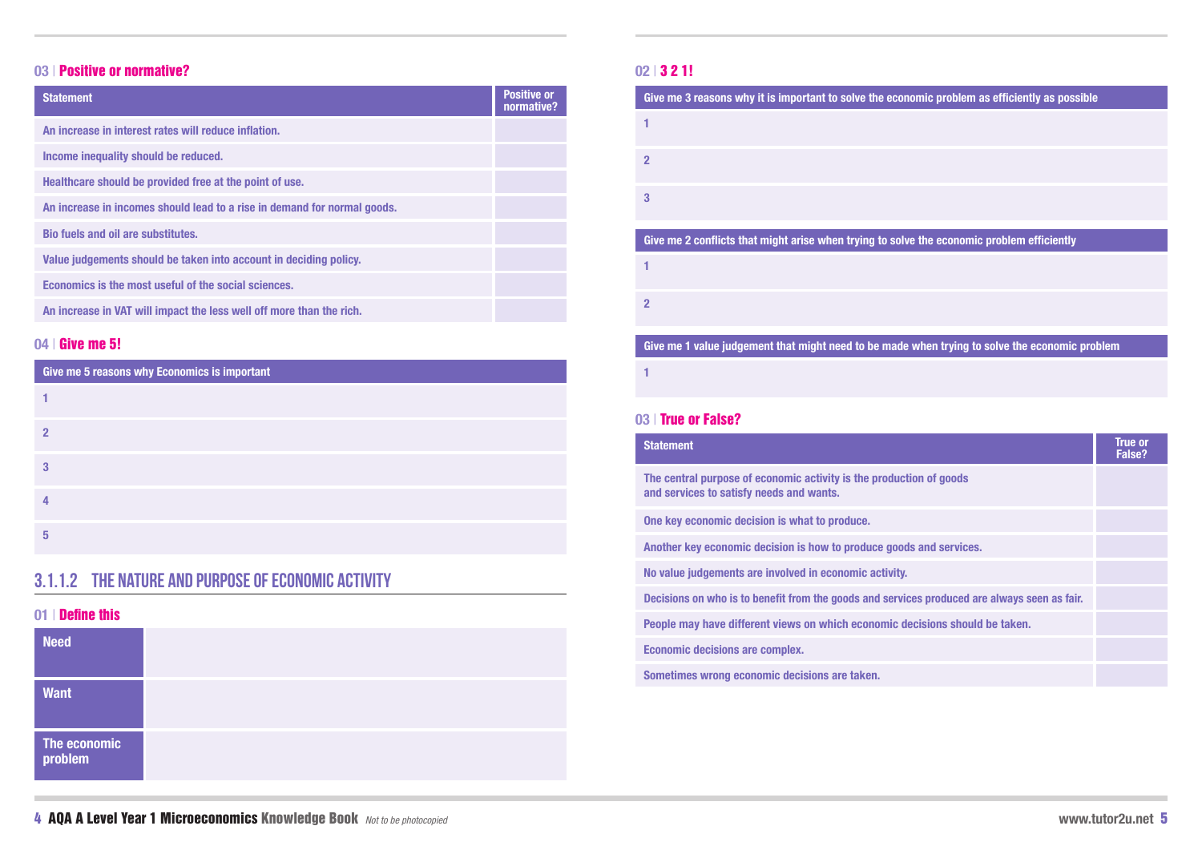## 03 | Positive or normative?

| Statement | Positive or normative? |
| --- | --- |
| An increase in interest rates will reduce inflation. | |
| Income inequality should be reduced. | |
| Healthcare should be provided free at the point of use. | |
| An increase in incomes should lead to a rise in demand for normal goods. | |
| Bio fuels and oil are substitutes. | |
| Value judgements should be taken into account in deciding policy. | |
| Economics is the most useful of the social sciences. | |
| An increase in VAT will impact the less well off more than the rich. | |

## 04 | Give me 5!

| Give me 5 reasons why Economics is important |
| --- |
| 1 |
| 2 |
| 3 |
| 4 |
| 5 |

# 3.1.1.2 THE NATURE AND PURPOSE OF ECONOMIC ACTIVITY

## 01 | Define this

| | |
| --- | --- |
| Need | |
| Want | |
| The economic problem | |

## 02 | 3 2 1!

| Give me 3 reasons why it is important to solve the economic problem as efficiently as possible |
| --- |
| 1 |
| 2 |
| 3 |

| Give me 2 conflicts that might arise when trying to solve the economic problem efficiently |
| --- |
| 1 |
| 2 |

| Give me 1 value judgement that might need to be made when trying to solve the economic problem |
| --- |
| 1 |

## 03 | True or False?

| Statement | True or False? |
| --- | --- |
| The central purpose of economic activity is the production of goods and services to satisfy needs and wants. | |
| One key economic decision is what to produce. | |
| Another key economic decision is how to produce goods and services. | |
| No value judgements are involved in economic activity. | |
| Decisions on who is to benefit from the goods and services produced are always seen as fair. | |
| People may have different views on which economic decisions should be taken. | |
| Economic decisions are complex. | |
| Sometimes wrong economic decisions are taken. | |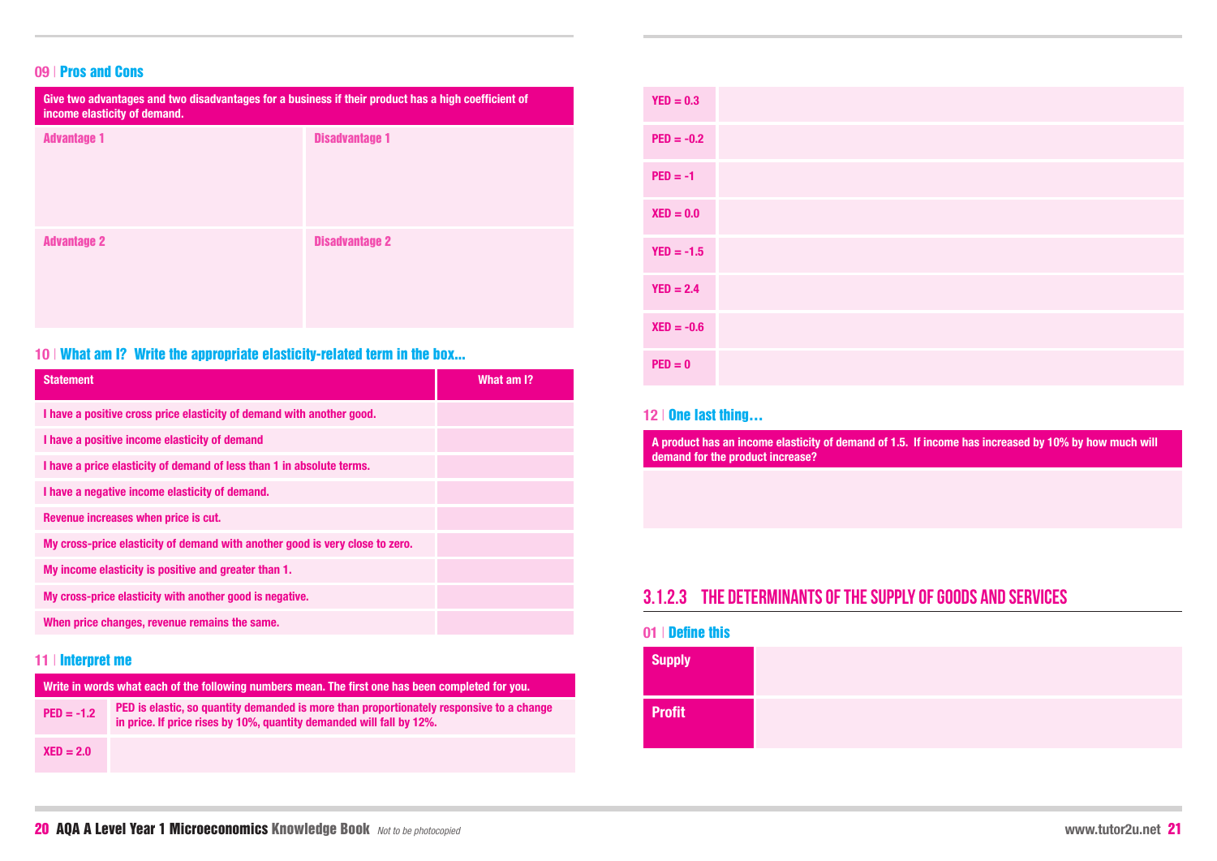## 09 | Pros and Cons

| Give two advantages and two disadvantages for a business if their product has a high coefficient of income elasticity of demand. | |
|---|---|
| Advantage 1 | Disadvantage 1 |
| Advantage 2 | Disadvantage 2 |

## 10 | What am I? Write the appropriate elasticity-related term in the box...

| Statement | What am I? |
|---|---|
| I have a positive cross price elasticity of demand with another good. | |
| I have a positive income elasticity of demand | |
| I have a price elasticity of demand of less than 1 in absolute terms. | |
| I have a negative income elasticity of demand. | |
| Revenue increases when price is cut. | |
| My cross-price elasticity of demand with another good is very close to zero. | |
| My income elasticity is positive and greater than 1. | |
| My cross-price elasticity with another good is negative. | |
| When price changes, revenue remains the same. | |

## 11 | Interpret me

**Write in words what each of the following numbers mean. The first one has been completed for you.**

| | |
|---|---|
| PED = -1.2 | PED is elastic, so quantity demanded is more than proportionately responsive to a change in price. If price rises by 10%, quantity demanded will fall by 12%. |
| XED = 2.0 | |
| YED = 0.3 | |
| PED = -0.2 | |
| PED = -1 | |
| XED = 0.0 | |
| YED = -1.5 | |
| YED = 2.4 | |
| XED = -0.6 | |
| PED = 0 | |

## 12 | One last thing…

**A product has an income elasticity of demand of 1.5. If income has increased by 10% by how much will demand for the product increase?**

# 3.1.2.3 THE DETERMINANTS OF THE SUPPLY OF GOODS AND SERVICES

## 01 | Define this

| | |
|---|---|
| Supply | |
| Profit | |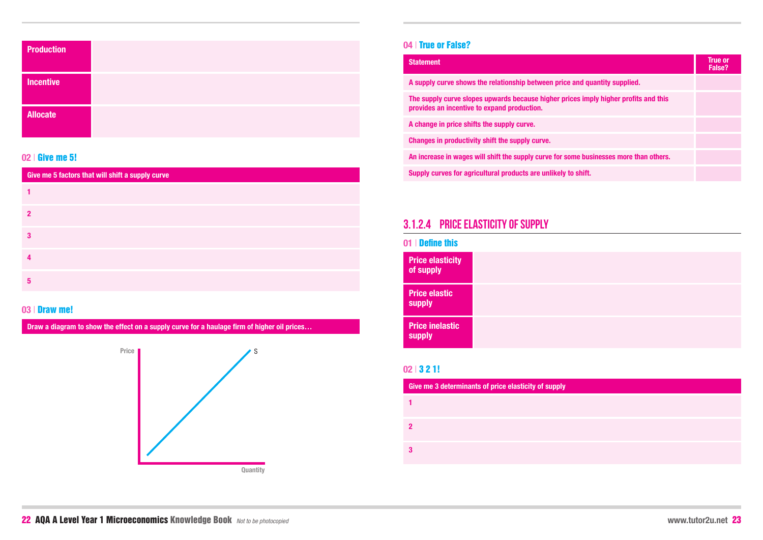| | |
|---|---|
| **Production** | |
| **Incentive** | |
| **Allocate** | |

### 02 | Give me 5!

| Give me 5 factors that will shift a supply curve |
|---|
| 1 |
| 2 |
| 3 |
| 4 |
| 5 |

### 03 | Draw me!

**Draw a diagram to show the effect on a supply curve for a haulage firm of higher oil prices…**

Price

S

Quantity

### 04 | True or False?

| Statement | True or False? |
|---|---|
| A supply curve shows the relationship between price and quantity supplied. | |
| The supply curve slopes upwards because higher prices imply higher profits and this provides an incentive to expand production. | |
| A change in price shifts the supply curve. | |
| Changes in productivity shift the supply curve. | |
| An increase in wages will shift the supply curve for some businesses more than others. | |
| Supply curves for agricultural products are unlikely to shift. | |

## 3.1.2.4 PRICE ELASTICITY OF SUPPLY

### 01 | Define this

| | |
|---|---|
| **Price elasticity of supply** | |
| **Price elastic supply** | |
| **Price inelastic supply** | |

### 02 | 3 2 1!

| Give me 3 determinants of price elasticity of supply |
|---|
| 1 |
| 2 |
| 3 |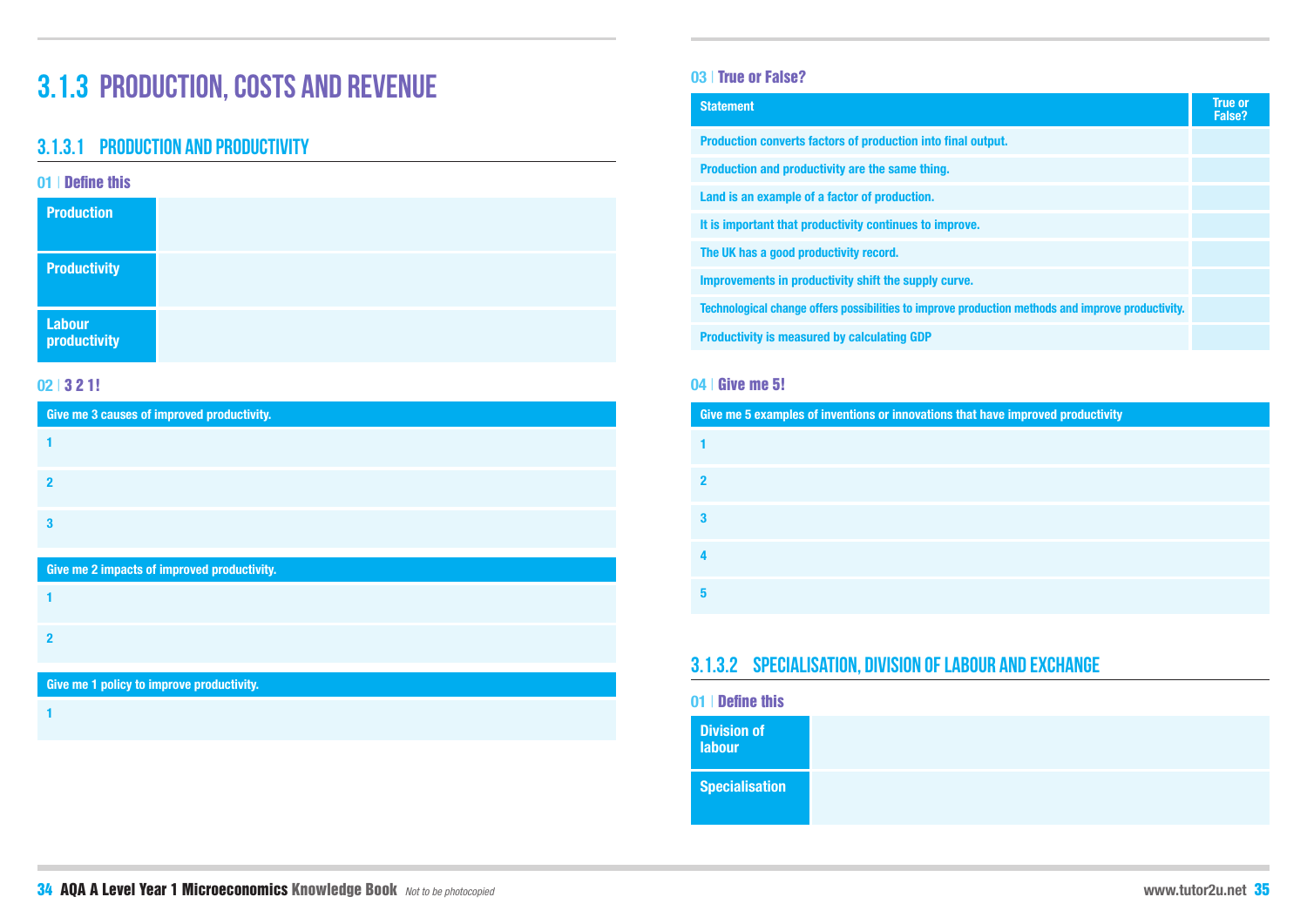# 3.1.3 PRODUCTION, COSTS AND REVENUE

## 3.1.3.1 PRODUCTION AND PRODUCTIVITY

### 01 | Define this

| | |
|---|---|
| **Production** | |
| **Productivity** | |
| **Labour productivity** | |

### 02 | 3 2 1!

| Give me 3 causes of improved productivity. |
|---|
| 1 |
| 2 |
| 3 |

| Give me 2 impacts of improved productivity. |
|---|
| 1 |
| 2 |

| Give me 1 policy to improve productivity. |
|---|
| 1 |

### 03 | True or False?

| Statement | True or False? |
|---|---|
| Production converts factors of production into final output. | |
| Production and productivity are the same thing. | |
| Land is an example of a factor of production. | |
| It is important that productivity continues to improve. | |
| The UK has a good productivity record. | |
| Improvements in productivity shift the supply curve. | |
| Technological change offers possibilities to improve production methods and improve productivity. | |
| Productivity is measured by calculating GDP | |

### 04 | Give me 5!

| Give me 5 examples of inventions or innovations that have improved productivity |
|---|
| 1 |
| 2 |
| 3 |
| 4 |
| 5 |

## 3.1.3.2 SPECIALISATION, DIVISION OF LABOUR AND EXCHANGE

### 01 | Define this

| | |
|---|---|
| **Division of labour** | |
| **Specialisation** | |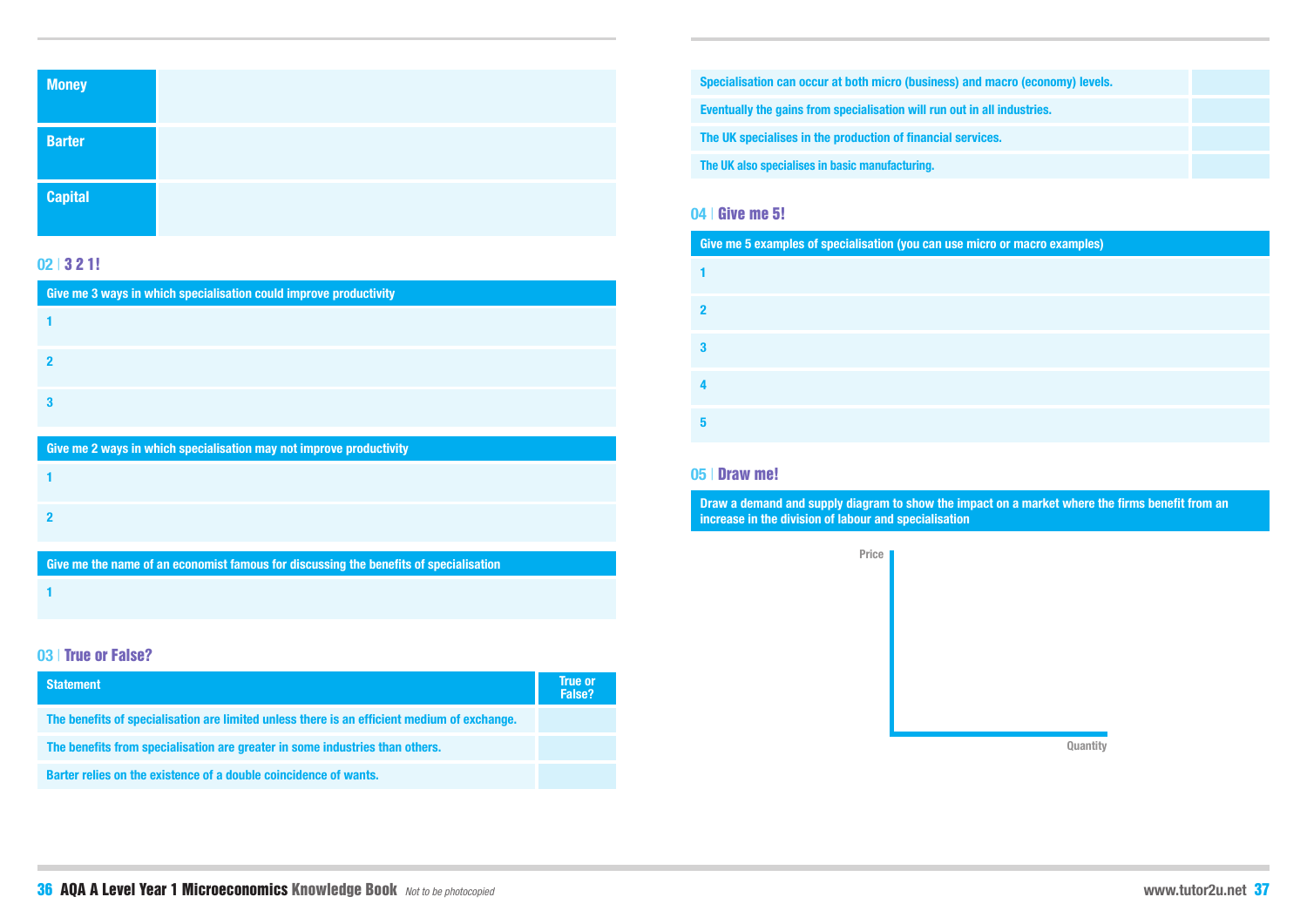| | |
|---|---|
| **Money** | |
| **Barter** | |
| **Capital** | |

## 02 | 3 2 1!

| Give me 3 ways in which specialisation could improve productivity |
|---|
| 1 |
| 2 |
| 3 |

| Give me 2 ways in which specialisation may not improve productivity |
|---|
| 1 |
| 2 |

| Give me the name of an economist famous for discussing the benefits of specialisation |
|---|
| 1 |

## 03 | True or False?

| Statement | True or False? |
|---|---|
| The benefits of specialisation are limited unless there is an efficient medium of exchange. | |
| The benefits from specialisation are greater in some industries than others. | |
| Barter relies on the existence of a double coincidence of wants. | |
| Specialisation can occur at both micro (business) and macro (economy) levels. | |
| Eventually the gains from specialisation will run out in all industries. | |
| The UK specialises in the production of financial services. | |
| The UK also specialises in basic manufacturing. | |

## 04 | Give me 5!

| Give me 5 examples of specialisation (you can use micro or macro examples) |
|---|
| 1 |
| 2 |
| 3 |
| 4 |
| 5 |

## 05 | Draw me!

**Draw a demand and supply diagram to show the impact on a market where the firms benefit from an increase in the division of labour and specialisation**

Price

Quantity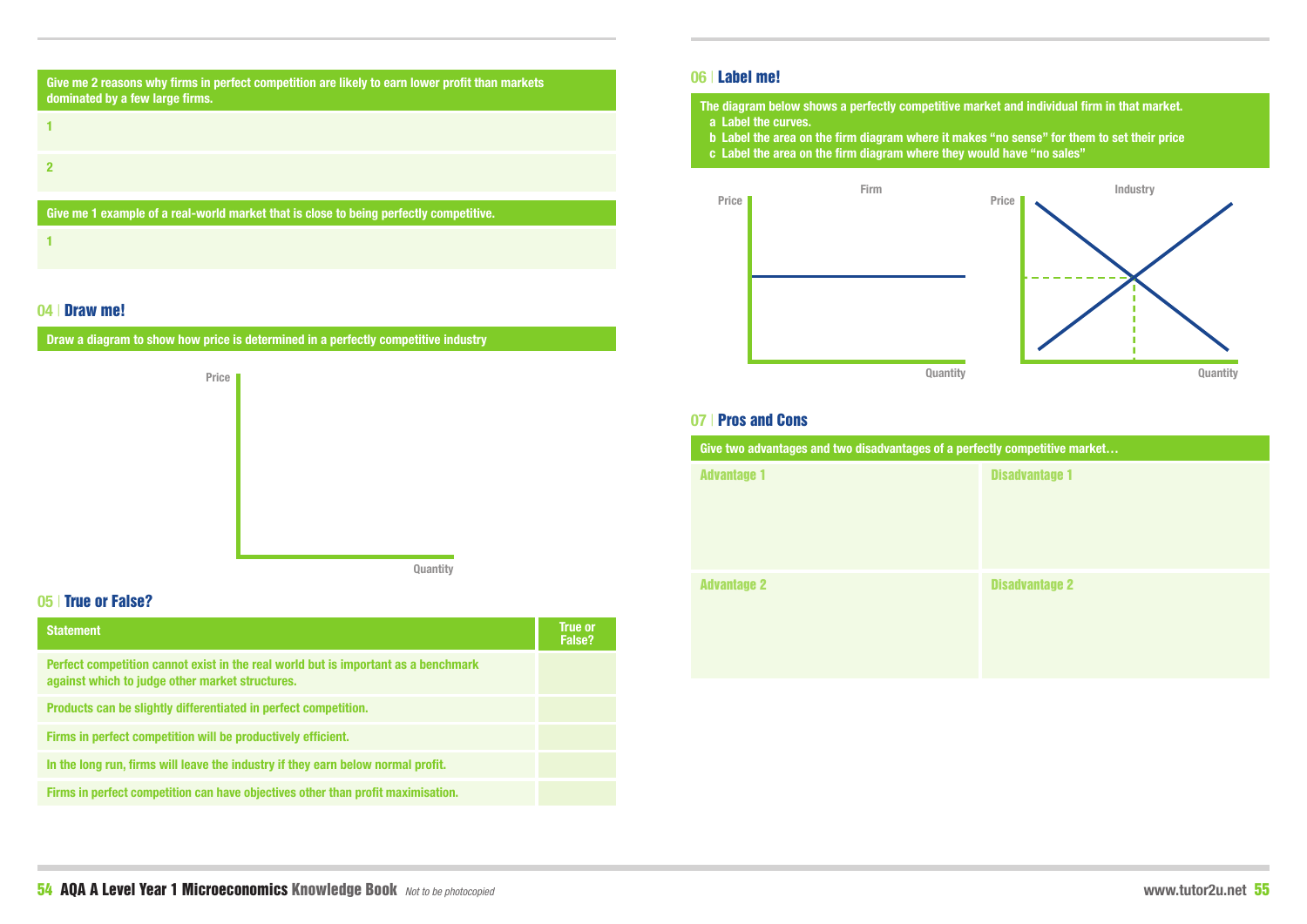**Give me 2 reasons why firms in perfect competition are likely to earn lower profit than markets dominated by a few large firms.**

1

2

**Give me 1 example of a real-world market that is close to being perfectly competitive.**

1

## 04 | Draw me!

**Draw a diagram to show how price is determined in a perfectly competitive industry**

Price

Quantity

## 05 | True or False?

| Statement | True or False? |
|---|---|
| Perfect competition cannot exist in the real world but is important as a benchmark against which to judge other market structures. | |
| Products can be slightly differentiated in perfect competition. | |
| Firms in perfect competition will be productively efficient. | |
| In the long run, firms will leave the industry if they earn below normal profit. | |
| Firms in perfect competition can have objectives other than profit maximisation. | |

## 06 | Label me!

**The diagram below shows a perfectly competitive market and individual firm in that market.**

- a Label the curves.
- b Label the area on the firm diagram where it makes "no sense" for them to set their price
- c Label the area on the firm diagram where they would have "no sales"

Firm — Price, Quantity

Industry — Price, Quantity

## 07 | Pros and Cons

**Give two advantages and two disadvantages of a perfectly competitive market…**

| Advantage 1 | Disadvantage 1 |
|---|---|
| | |
| **Advantage 2** | **Disadvantage 2** |
| | |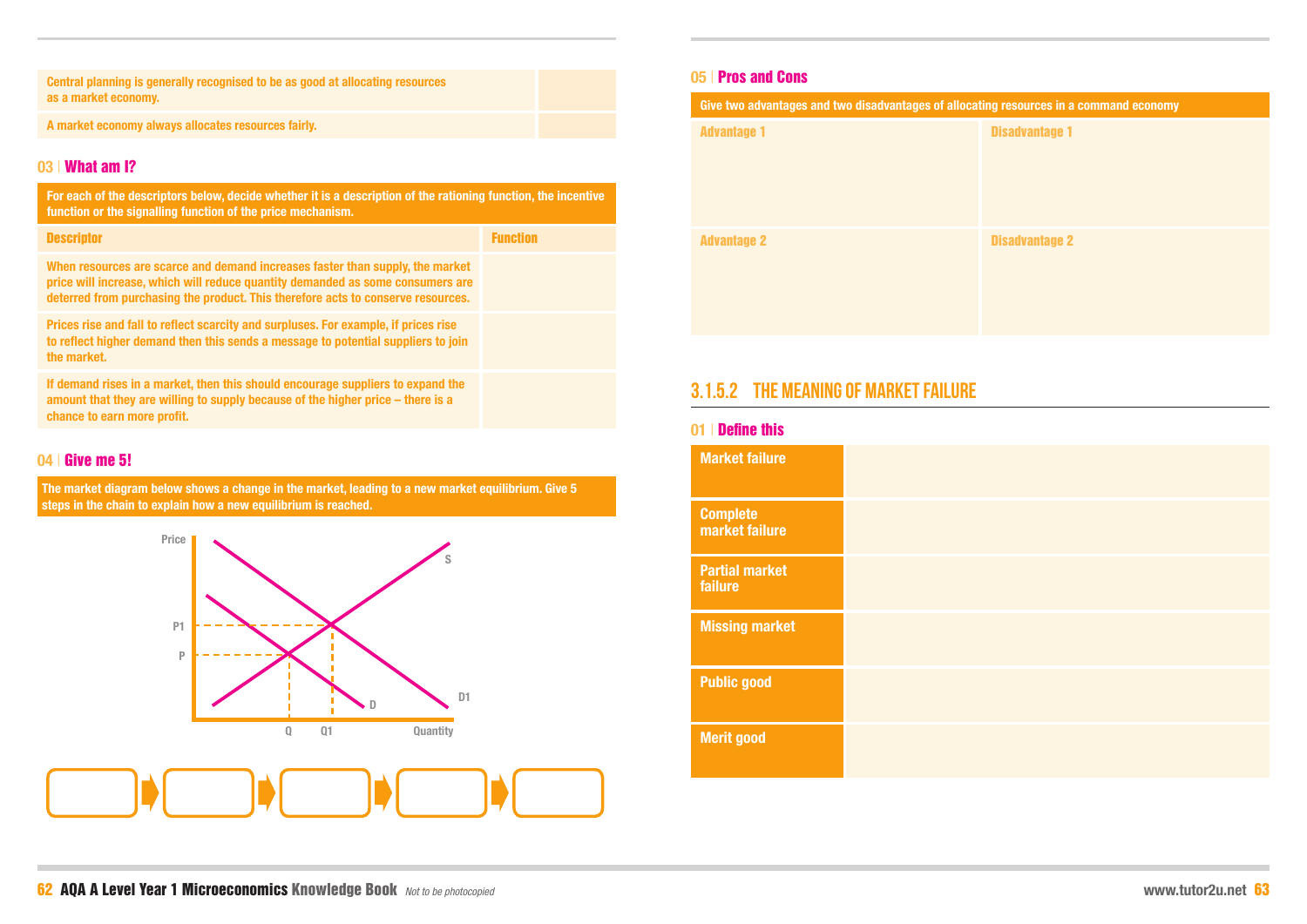| | |
|---|---|
| Central planning is generally recognised to be as good at allocating resources as a market economy. | |
| A market economy always allocates resources fairly. | |

### 03 | What am I?

| For each of the descriptors below, decide whether it is a description of the rationing function, the incentive function or the signalling function of the price mechanism. | |
|---|---|
| **Descriptor** | **Function** |
| When resources are scarce and demand increases faster than supply, the market price will increase, which will reduce quantity demanded as some consumers are deterred from purchasing the product. This therefore acts to conserve resources. | |
| Prices rise and fall to reflect scarcity and surpluses. For example, if prices rise to reflect higher demand then this sends a message to potential suppliers to join the market. | |
| If demand rises in a market, then this should encourage suppliers to expand the amount that they are willing to supply because of the higher price – there is a chance to earn more profit. | |

### 04 | Give me 5!

**The market diagram below shows a change in the market, leading to a new market equilibrium. Give 5 steps in the chain to explain how a new equilibrium is reached.**

Price, P1, P, S, D, D1, Q, Q1, Quantity

### 05 | Pros and Cons

| Give two advantages and two disadvantages of allocating resources in a command economy | |
|---|---|
| Advantage 1 | Disadvantage 1 |
| Advantage 2 | Disadvantage 2 |

## 3.1.5.2 THE MEANING OF MARKET FAILURE

### 01 | Define this

| | |
|---|---|
| **Market failure** | |
| **Complete market failure** | |
| **Partial market failure** | |
| **Missing market** | |
| **Public good** | |
| **Merit good** | |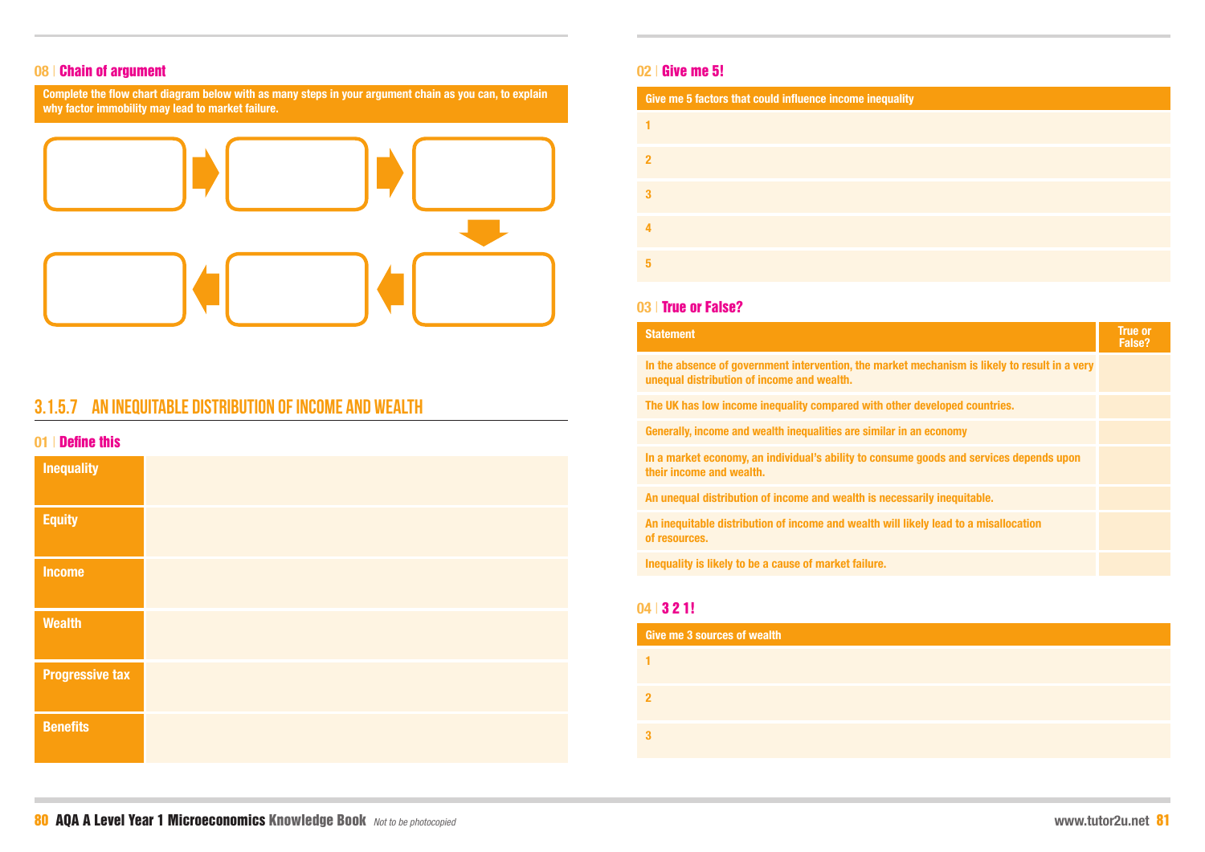## 08 | Chain of argument

**Complete the flow chart diagram below with as many steps in your argument chain as you can, to explain why factor immobility may lead to market failure.**

## 3.1.5.7 AN INEQUITABLE DISTRIBUTION OF INCOME AND WEALTH

### 01 | Define this

| | |
|---|---|
| **Inequality** | |
| **Equity** | |
| **Income** | |
| **Wealth** | |
| **Progressive tax** | |
| **Benefits** | |

### 02 | Give me 5!

| Give me 5 factors that could influence income inequality |
|---|
| 1 |
| 2 |
| 3 |
| 4 |
| 5 |

### 03 | True or False?

| Statement | True or False? |
|---|---|
| In the absence of government intervention, the market mechanism is likely to result in a very unequal distribution of income and wealth. | |
| The UK has low income inequality compared with other developed countries. | |
| Generally, income and wealth inequalities are similar in an economy | |
| In a market economy, an individual's ability to consume goods and services depends upon their income and wealth. | |
| An unequal distribution of income and wealth is necessarily inequitable. | |
| An inequitable distribution of income and wealth will likely lead to a misallocation of resources. | |
| Inequality is likely to be a cause of market failure. | |

### 04 | 3 2 1!

| Give me 3 sources of wealth |
|---|
| 1 |
| 2 |
| 3 |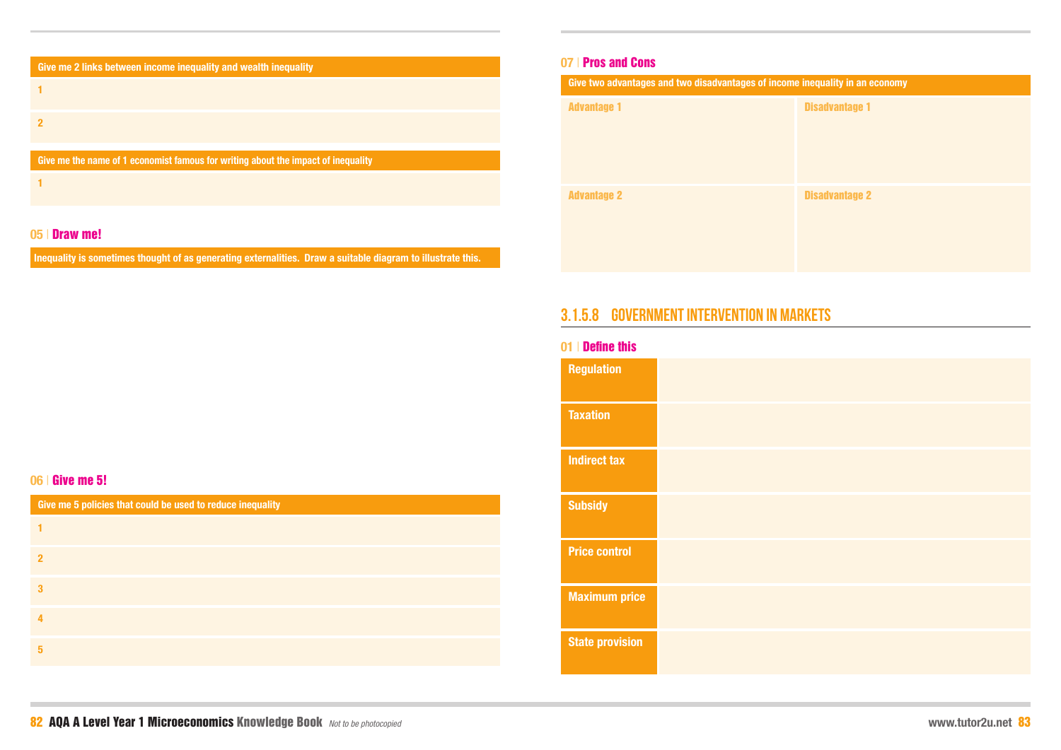| Give me 2 links between income inequality and wealth inequality |
| --- |
| 1 |
| 2 |

| Give me the name of 1 economist famous for writing about the impact of inequality |
| --- |
| 1 |

### 05 | Draw me!

**Inequality is sometimes thought of as generating externalities. Draw a suitable diagram to illustrate this.**

### 06 | Give me 5!

| Give me 5 policies that could be used to reduce inequality |
| --- |
| 1 |
| 2 |
| 3 |
| 4 |
| 5 |

### 07 | Pros and Cons

**Give two advantages and two disadvantages of income inequality in an economy**

| | |
| --- | --- |
| Advantage 1 | Disadvantage 1 |
| Advantage 2 | Disadvantage 2 |

## 3.1.5.8 GOVERNMENT INTERVENTION IN MARKETS

### 01 | Define this

| | |
| --- | --- |
| Regulation | |
| Taxation | |
| Indirect tax | |
| Subsidy | |
| Price control | |
| Maximum price | |
| State provision | |